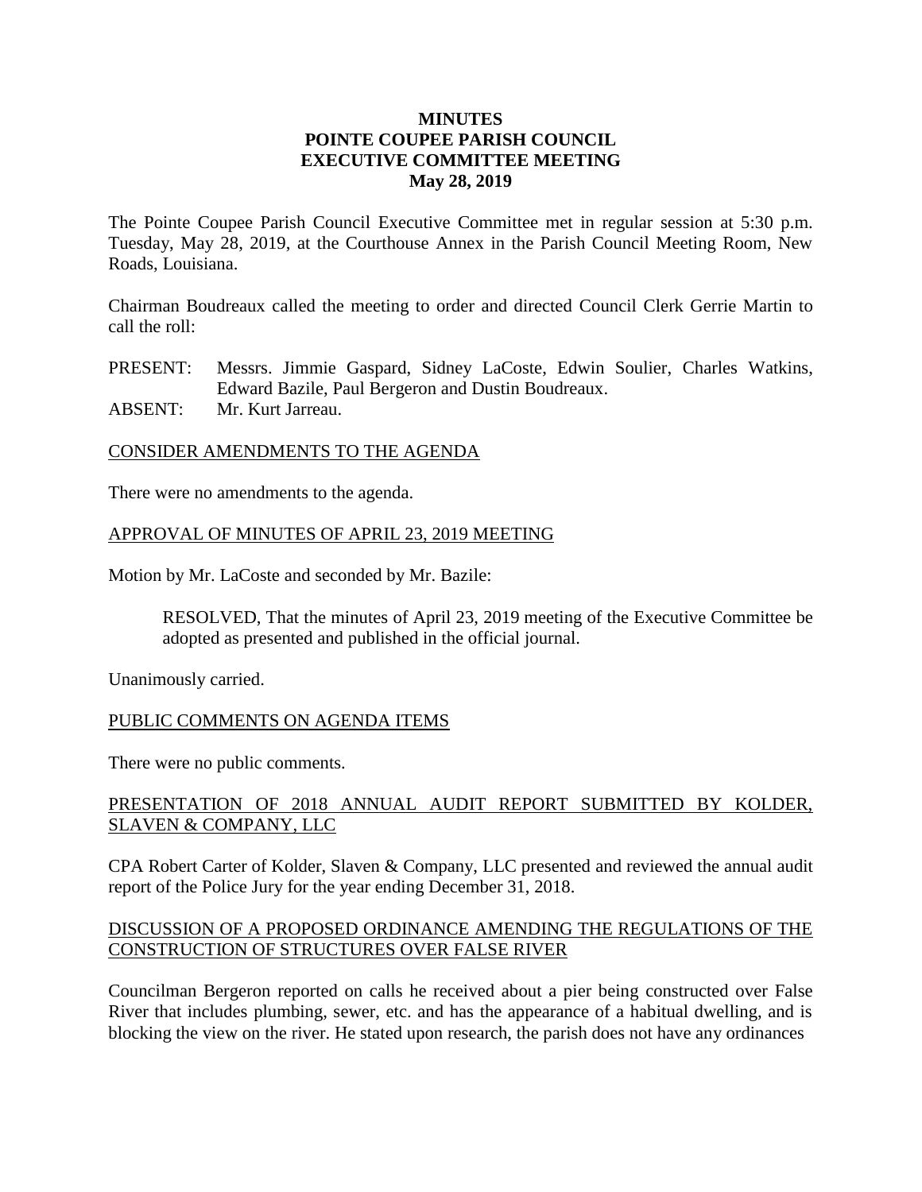**MINUTES**
**POINTE COUPEE PARISH COUNCIL**
**EXECUTIVE COMMITTEE MEETING**
**May 28, 2019**

The Pointe Coupee Parish Council Executive Committee met in regular session at 5:30 p.m. Tuesday, May 28, 2019, at the Courthouse Annex in the Parish Council Meeting Room, New Roads, Louisiana.

Chairman Boudreaux called the meeting to order and directed Council Clerk Gerrie Martin to call the roll:

PRESENT: Messrs. Jimmie Gaspard, Sidney LaCoste, Edwin Soulier, Charles Watkins, Edward Bazile, Paul Bergeron and Dustin Boudreaux.
ABSENT: Mr. Kurt Jarreau.

<u>CONSIDER AMENDMENTS TO THE AGENDA</u>

There were no amendments to the agenda.

<u>APPROVAL OF MINUTES OF APRIL 23, 2019 MEETING</u>

Motion by Mr. LaCoste and seconded by Mr. Bazile:

> RESOLVED, That the minutes of April 23, 2019 meeting of the Executive Committee be adopted as presented and published in the official journal.

Unanimously carried.

<u>PUBLIC COMMENTS ON AGENDA ITEMS</u>

There were no public comments.

<u>PRESENTATION OF 2018 ANNUAL AUDIT REPORT SUBMITTED BY KOLDER, SLAVEN & COMPANY, LLC</u>

CPA Robert Carter of Kolder, Slaven & Company, LLC presented and reviewed the annual audit report of the Police Jury for the year ending December 31, 2018.

<u>DISCUSSION OF A PROPOSED ORDINANCE AMENDING THE REGULATIONS OF THE CONSTRUCTION OF STRUCTURES OVER FALSE RIVER</u>

Councilman Bergeron reported on calls he received about a pier being constructed over False River that includes plumbing, sewer, etc. and has the appearance of a habitual dwelling, and is blocking the view on the river. He stated upon research, the parish does not have any ordinances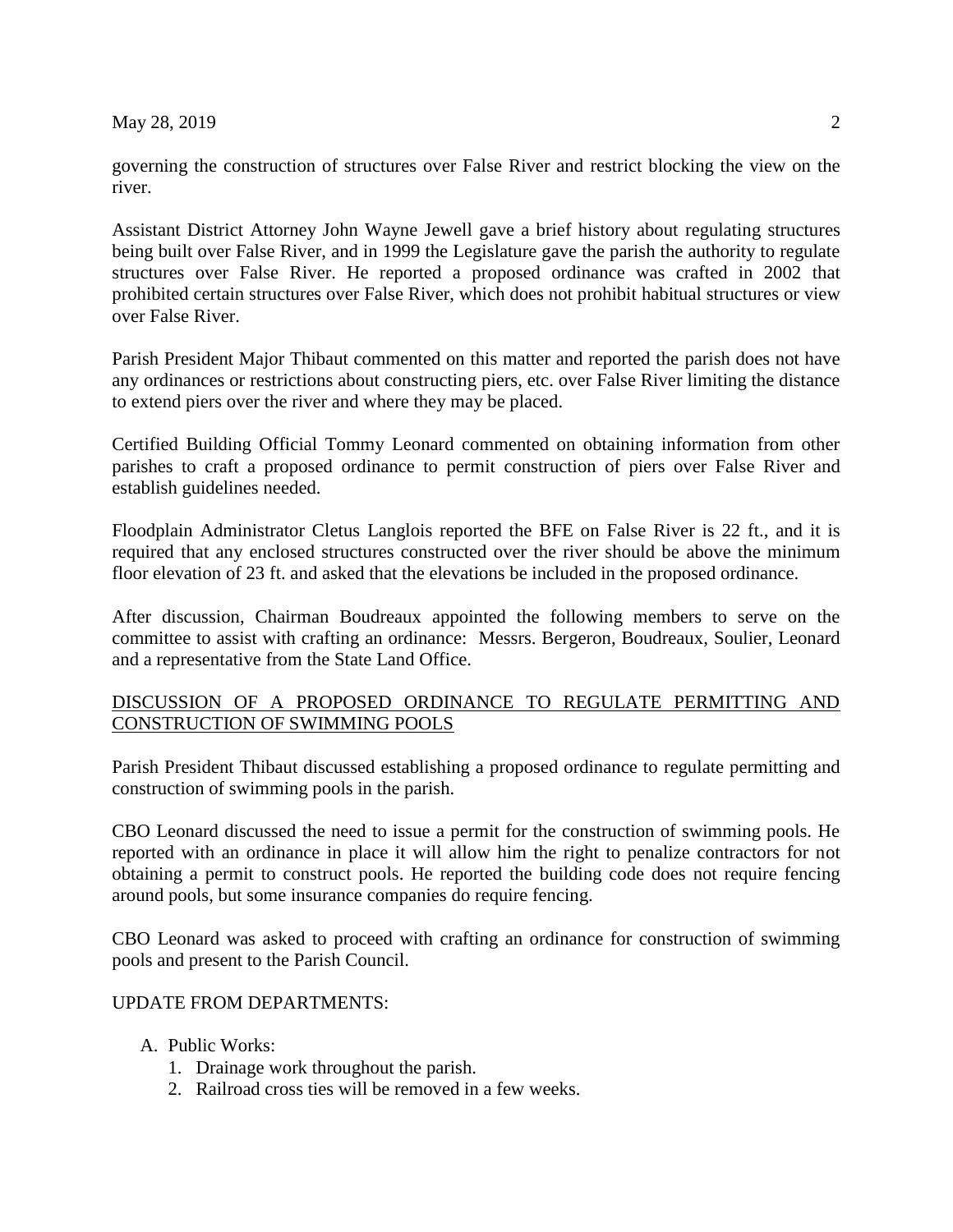governing the construction of structures over False River and restrict blocking the view on the river.

Assistant District Attorney John Wayne Jewell gave a brief history about regulating structures being built over False River, and in 1999 the Legislature gave the parish the authority to regulate structures over False River. He reported a proposed ordinance was crafted in 2002 that prohibited certain structures over False River, which does not prohibit habitual structures or view over False River.

Parish President Major Thibaut commented on this matter and reported the parish does not have any ordinances or restrictions about constructing piers, etc. over False River limiting the distance to extend piers over the river and where they may be placed.

Certified Building Official Tommy Leonard commented on obtaining information from other parishes to craft a proposed ordinance to permit construction of piers over False River and establish guidelines needed.

Floodplain Administrator Cletus Langlois reported the BFE on False River is 22 ft., and it is required that any enclosed structures constructed over the river should be above the minimum floor elevation of 23 ft. and asked that the elevations be included in the proposed ordinance.

After discussion, Chairman Boudreaux appointed the following members to serve on the committee to assist with crafting an ordinance: Messrs. Bergeron, Boudreaux, Soulier, Leonard and a representative from the State Land Office.

DISCUSSION OF A PROPOSED ORDINANCE TO REGULATE PERMITTING AND CONSTRUCTION OF SWIMMING POOLS

Parish President Thibaut discussed establishing a proposed ordinance to regulate permitting and construction of swimming pools in the parish.

CBO Leonard discussed the need to issue a permit for the construction of swimming pools. He reported with an ordinance in place it will allow him the right to penalize contractors for not obtaining a permit to construct pools. He reported the building code does not require fencing around pools, but some insurance companies do require fencing.

CBO Leonard was asked to proceed with crafting an ordinance for construction of swimming pools and present to the Parish Council.

UPDATE FROM DEPARTMENTS:

A. Public Works:
    1. Drainage work throughout the parish.
    2. Railroad cross ties will be removed in a few weeks.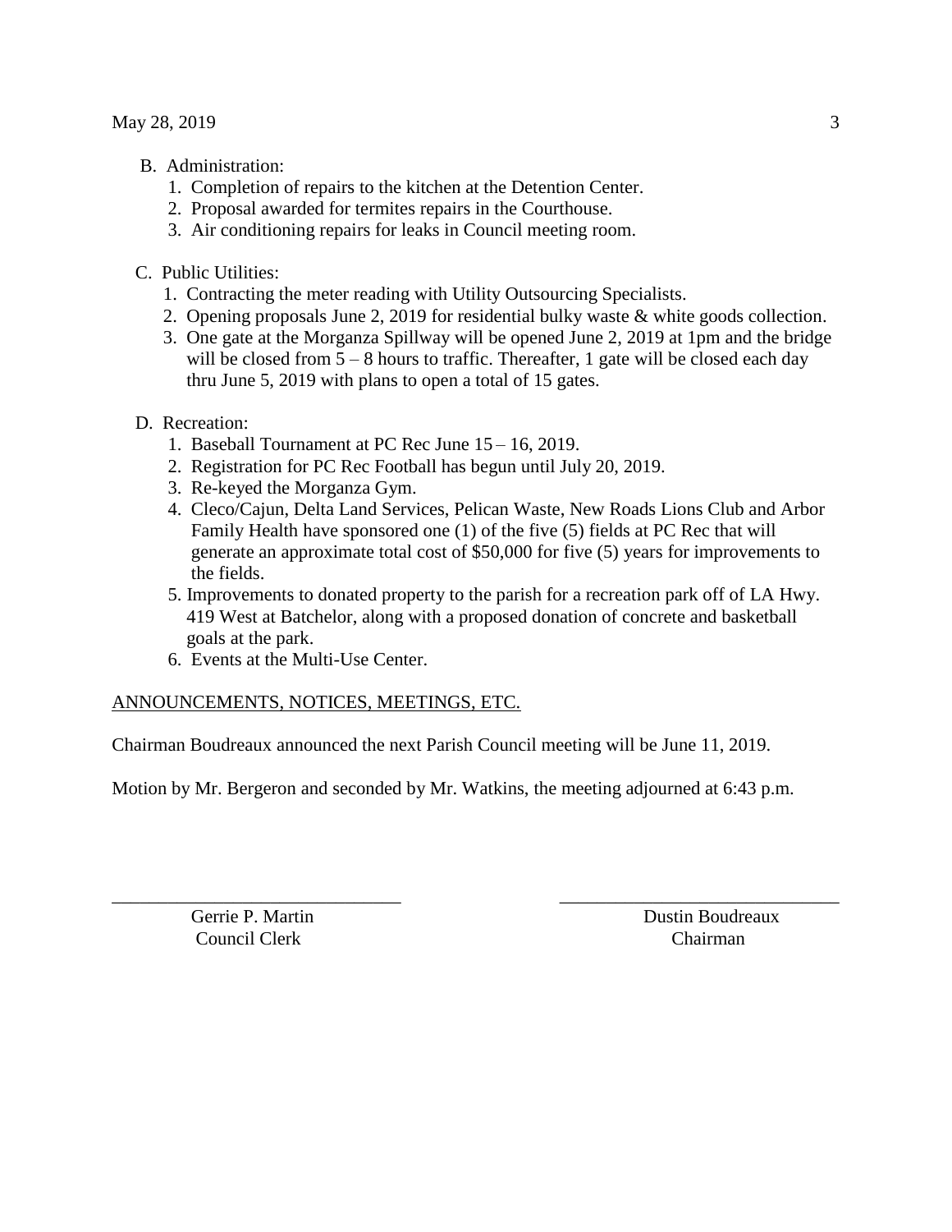B. Administration:

1. Completion of repairs to the kitchen at the Detention Center.
2. Proposal awarded for termites repairs in the Courthouse.
3. Air conditioning repairs for leaks in Council meeting room.

C. Public Utilities:

1. Contracting the meter reading with Utility Outsourcing Specialists.
2. Opening proposals June 2, 2019 for residential bulky waste & white goods collection.
3. One gate at the Morganza Spillway will be opened June 2, 2019 at 1pm and the bridge will be closed from 5 – 8 hours to traffic. Thereafter, 1 gate will be closed each day thru June 5, 2019 with plans to open a total of 15 gates.

D. Recreation:

1. Baseball Tournament at PC Rec June 15 – 16, 2019.
2. Registration for PC Rec Football has begun until July 20, 2019.
3. Re-keyed the Morganza Gym.
4. Cleco/Cajun, Delta Land Services, Pelican Waste, New Roads Lions Club and Arbor Family Health have sponsored one (1) of the five (5) fields at PC Rec that will generate an approximate total cost of $50,000 for five (5) years for improvements to the fields.
5. Improvements to donated property to the parish for a recreation park off of LA Hwy. 419 West at Batchelor, along with a proposed donation of concrete and basketball goals at the park.
6. Events at the Multi-Use Center.

<u>ANNOUNCEMENTS, NOTICES, MEETINGS, ETC.</u>

Chairman Boudreaux announced the next Parish Council meeting will be June 11, 2019.

Motion by Mr. Bergeron and seconded by Mr. Watkins, the meeting adjourned at 6:43 p.m.

| | |
|---|---|
| _______________________________ | _______________________________ |
| Gerrie P. Martin | Dustin Boudreaux |
| Council Clerk | Chairman |